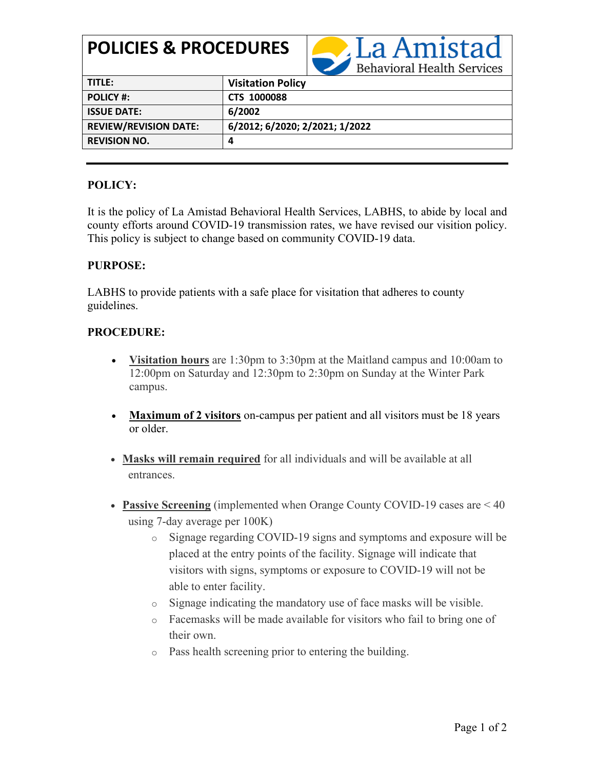# POLICIES & PROCEDURES

La Amistad Behavioral Health Services

| TITLE: | Visitation Policy |
| --- | --- |
| POLICY #: | CTS 1000088 |
| ISSUE DATE: | 6/2002 |
| REVIEW/REVISION DATE: | 6/2012; 6/2020; 2/2021; 1/2022 |
| REVISION NO. | 4 |

**POLICY:**

It is the policy of La Amistad Behavioral Health Services, LABHS, to abide by local and county efforts around COVID-19 transmission rates, we have revised our visition policy. This policy is subject to change based on community COVID-19 data.

**PURPOSE:**

LABHS to provide patients with a safe place for visitation that adheres to county guidelines.

**PROCEDURE:**

- **Visitation hours** are 1:30pm to 3:30pm at the Maitland campus and 10:00am to 12:00pm on Saturday and 12:30pm to 2:30pm on Sunday at the Winter Park campus.
- **Maximum of 2 visitors** on-campus per patient and all visitors must be 18 years or older.
- **Masks will remain required** for all individuals and will be available at all entrances.
- **Passive Screening** (implemented when Orange County COVID-19 cases are < 40 using 7-day average per 100K)
  - Signage regarding COVID-19 signs and symptoms and exposure will be placed at the entry points of the facility. Signage will indicate that visitors with signs, symptoms or exposure to COVID-19 will not be able to enter facility.
  - Signage indicating the mandatory use of face masks will be visible.
  - Facemasks will be made available for visitors who fail to bring one of their own.
  - Pass health screening prior to entering the building.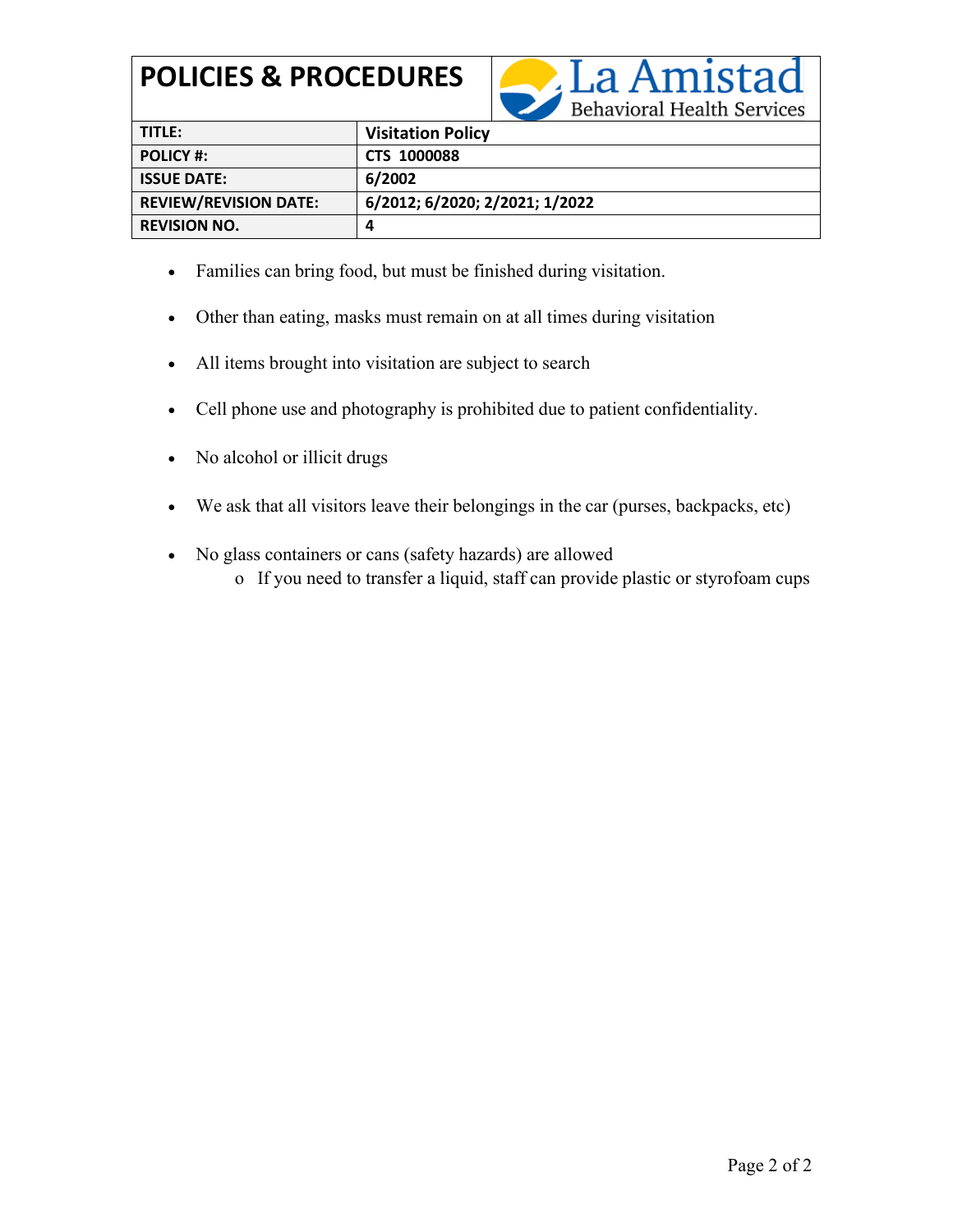# POLICIES & PROCEDURES

| | |
|---|---|
| **TITLE:** | **Visitation Policy** |
| **POLICY #:** | **CTS 1000088** |
| **ISSUE DATE:** | **6/2002** |
| **REVIEW/REVISION DATE:** | **6/2012; 6/2020; 2/2021; 1/2022** |
| **REVISION NO.** | **4** |

- Families can bring food, but must be finished during visitation.
- Other than eating, masks must remain on at all times during visitation
- All items brought into visitation are subject to search
- Cell phone use and photography is prohibited due to patient confidentiality.
- No alcohol or illicit drugs
- We ask that all visitors leave their belongings in the car (purses, backpacks, etc)
- No glass containers or cans (safety hazards) are allowed
  - If you need to transfer a liquid, staff can provide plastic or styrofoam cups